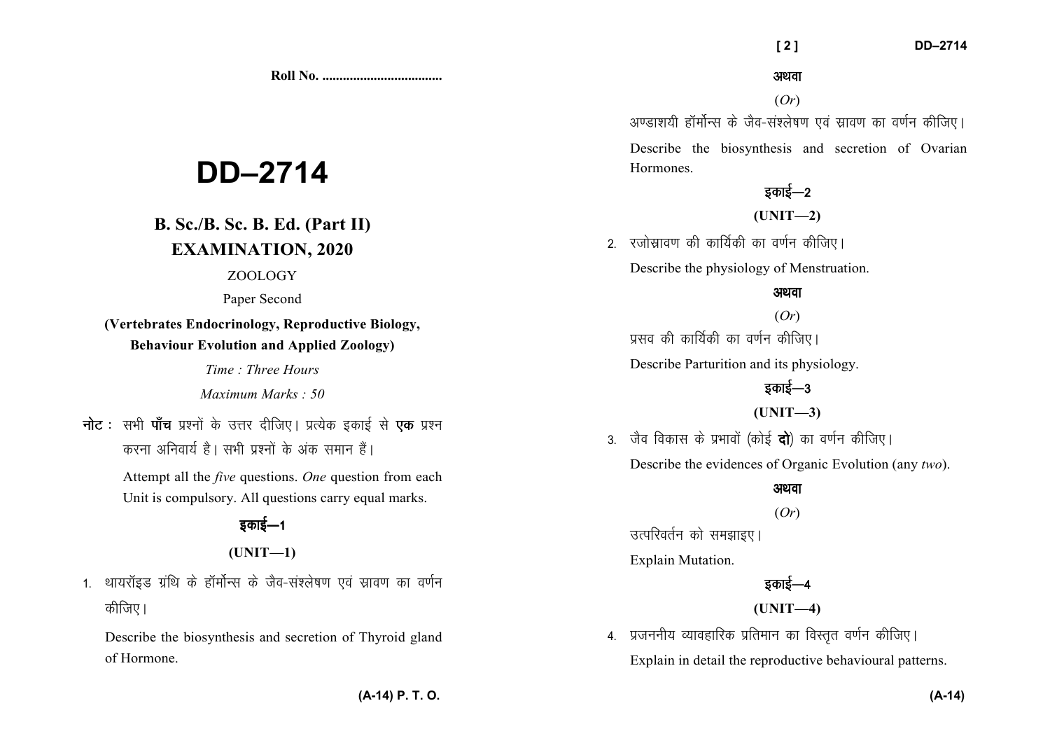Roll No. ...................................

# DD–2714

## B. Sc./B. Sc. B. Ed. (Part II) EXAMINATION, 2020

ZOOLOGY

Paper Second

**(Vertebrates Endocrinology, Reproductive Biology, Behaviour Evolution and Applied Zoology)**

*Time : Three Hours*

*Maximum Marks : 50*

**नोट :** सभी **पाँच** प्रश्नों के उत्तर दीजिए। प्रत्येक इकाई से **एक** प्रश्न करना अनिवार्य है। सभी प्रश्नों के अंक समान हैं।

Attempt all the *five* questions. *One* question from each Unit is compulsory. All questions carry equal marks.

### इकाई—1

### (UNIT—1)

1. थायरॉइड ग्रंथि के हॉर्मोन्स के जैव-संश्लेषण एवं स्रावण का वर्णन कीजिए।

   Describe the biosynthesis and secretion of Thyroid gland of Hormone.

**अथवा**

(*Or*)

अण्डाशयी हॉर्मोन्स के जैव-संश्लेषण एवं स्रावण का वर्णन कीजिए।

Describe the biosynthesis and secretion of Ovarian Hormones.

### इकाई—2

### (UNIT—2)

2. रजोस्रावण की कार्यिकी का वर्णन कीजिए।

   Describe the physiology of Menstruation.

**अथवा**

(*Or*)

प्रसव की कार्यिकी का वर्णन कीजिए।

Describe Parturition and its physiology.

### इकाई—3

### (UNIT—3)

3. जैव विकास के प्रभावों (कोई **दो**) का वर्णन कीजिए।

   Describe the evidences of Organic Evolution (any *two*).

**अथवा**

(*Or*)

उत्परिवर्तन को समझाइए।

Explain Mutation.

### इकाई—4

### (UNIT—4)

4. प्रजननीय व्यावहारिक प्रतिमान का विस्तृत वर्णन कीजिए।

   Explain in detail the reproductive behavioural patterns.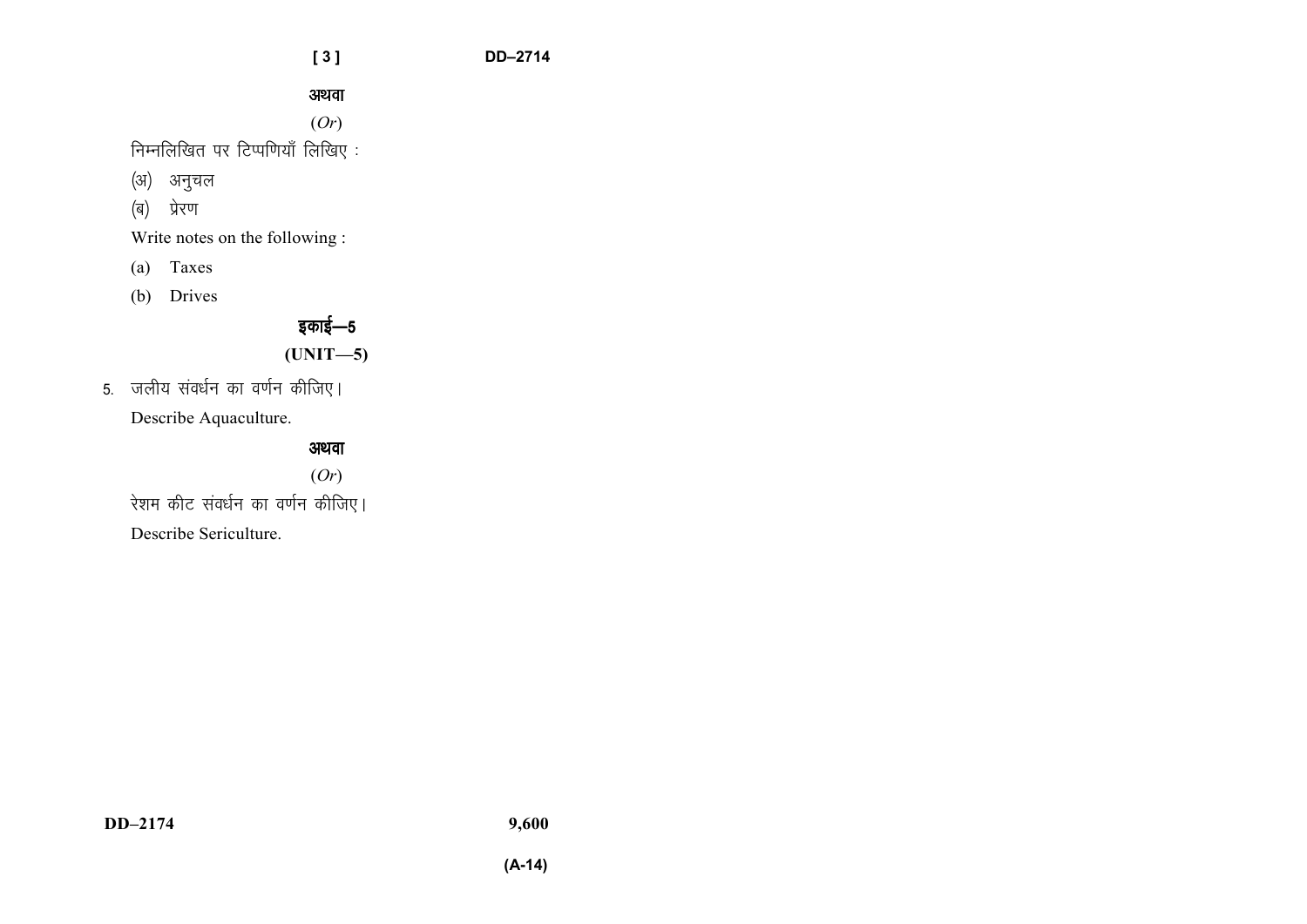अथवा

(*Or*)

निम्नलिखित पर टिप्पणियाँ लिखिए :

(अ) अनुचल

(ब) प्रेरण

Write notes on the following :

(a) Taxes

(b) Drives

## इकाई—5

## (UNIT—5)

5. जलीय संवर्धन का वर्णन कीजिए।

Describe Aquaculture.

अथवा

(*Or*)

रेशम कीट संवर्धन का वर्णन कीजिए।

Describe Sericulture.

DD–2174 9,600

(A-14)